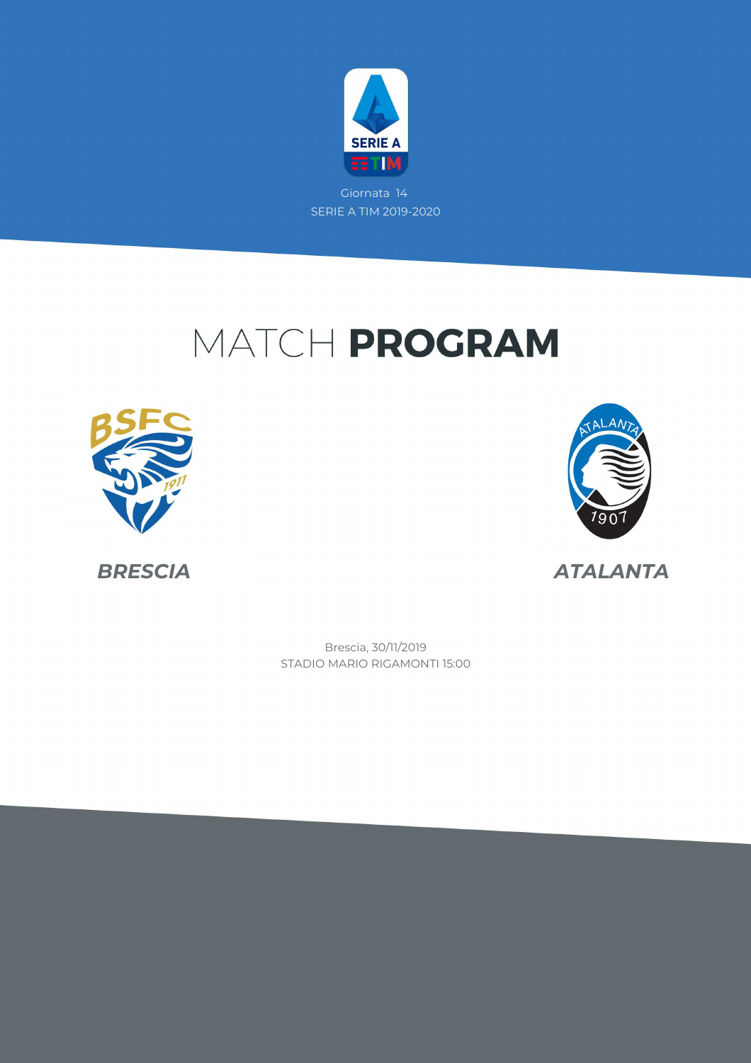Giornata 14

SERIE A TIM 2019-2020

# MATCH **PROGRAM**

***BRESCIA***

***ATALANTA***

Brescia, 30/11/2019

STADIO MARIO RIGAMONTI 15:00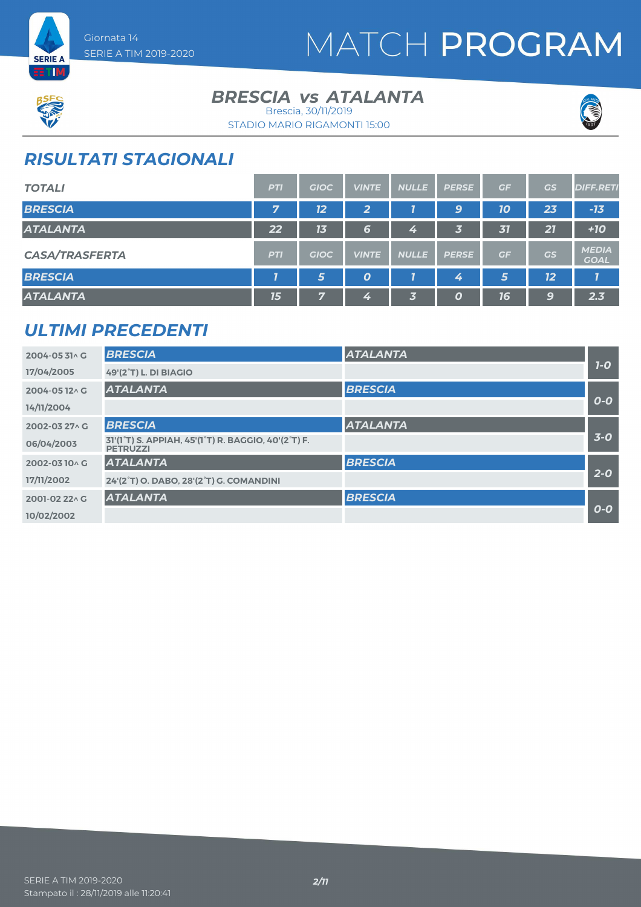# MATCH PROGRAM

Giornata 14
SERIE A TIM 2019-2020

## BRESCIA vs ATALANTA

Brescia, 30/11/2019
STADIO MARIO RIGAMONTI 15:00

## RISULTATI STAGIONALI

| TOTALI | PTI | GIOC | VINTE | NULLE | PERSE | GF | GS | DIFF.RETI |
|---|---|---|---|---|---|---|---|---|
| BRESCIA | 7 | 12 | 2 | 1 | 9 | 10 | 23 | -13 |
| ATALANTA | 22 | 13 | 6 | 4 | 3 | 31 | 21 | +10 |

| CASA/TRASFERTA | PTI | GIOC | VINTE | NULLE | PERSE | GF | GS | MEDIA GOAL |
|---|---|---|---|---|---|---|---|---|
| BRESCIA | 1 | 5 | 0 | 1 | 4 | 5 | 12 | 1 |
| ATALANTA | 15 | 7 | 4 | 3 | 0 | 16 | 9 | 2.3 |

## ULTIMI PRECEDENTI

| Stagione / Data | Casa | Ospite | Risultato |
|---|---|---|---|
| 2004-05 31^ G | BRESCIA | ATALANTA | 1-0 |
| 17/04/2005 | 49'(2°T) L. DI BIAGIO | | |
| 2004-05 12^ G | ATALANTA | BRESCIA | 0-0 |
| 14/11/2004 | | | |
| 2002-03 27^ G | BRESCIA | ATALANTA | 3-0 |
| 06/04/2003 | 31'(1°T) S. APPIAH, 45'(1°T) R. BAGGIO, 40'(2°T) F. PETRUZZI | | |
| 2002-03 10^ G | ATALANTA | BRESCIA | 2-0 |
| 17/11/2002 | 24'(2°T) O. DABO, 28'(2°T) G. COMANDINI | | |
| 2001-02 22^ G | ATALANTA | BRESCIA | 0-0 |
| 10/02/2002 | | | |

SERIE A TIM 2019-2020
Stampato il : 28/11/2019 alle 11:20:41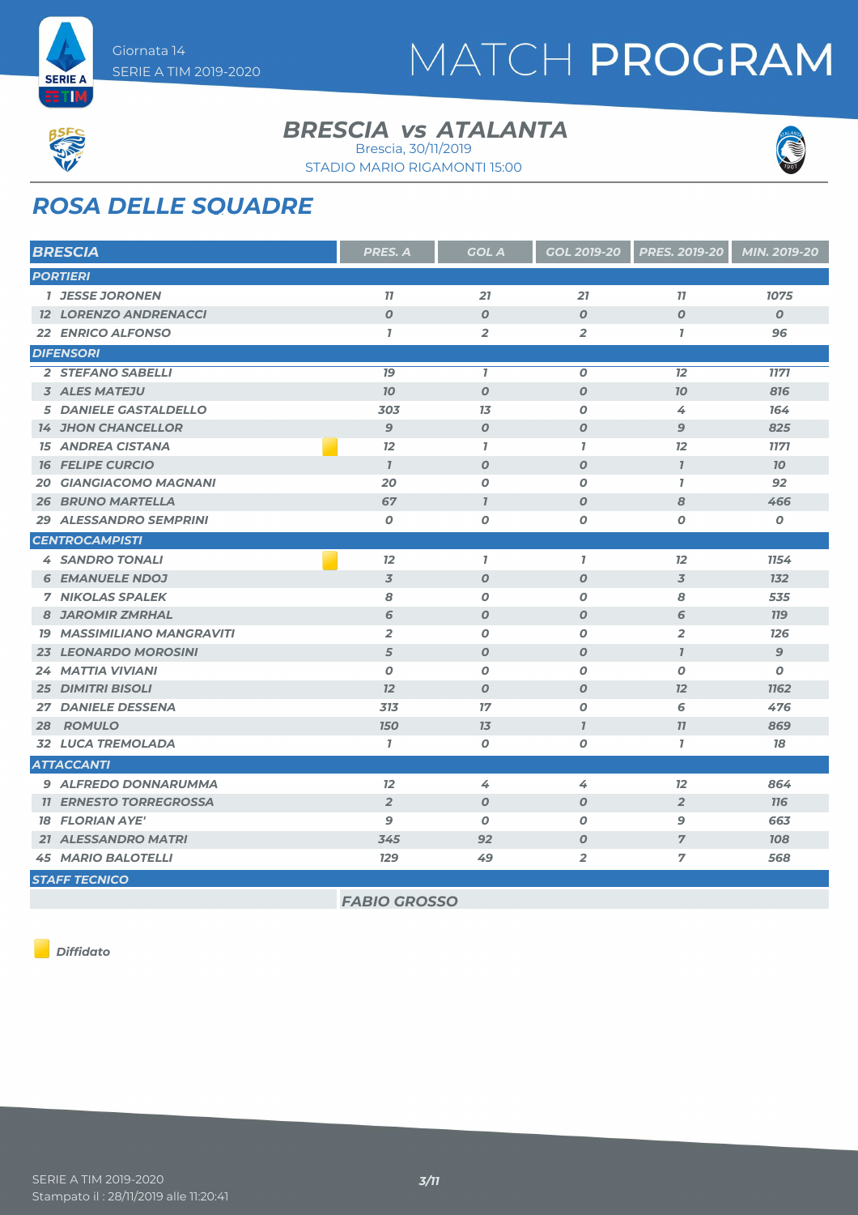Giornata 14
SERIE A TIM 2019-2020

# MATCH PROGRAM

## BRESCIA vs ATALANTA

Brescia, 30/11/2019
STADIO MARIO RIGAMONTI 15:00

## ROSA DELLE SQUADRE

| BRESCIA | PRES. A | GOL A | GOL 2019-20 | PRES. 2019-20 | MIN. 2019-20 |
|---|---|---|---|---|---|
| **PORTIERI** | | | | | |
| 1 JESSE JORONEN | 11 | 21 | 21 | 11 | 1075 |
| 12 LORENZO ANDRENACCI | 0 | 0 | 0 | 0 | 0 |
| 22 ENRICO ALFONSO | 1 | 2 | 2 | 1 | 96 |
| **DIFENSORI** | | | | | |
| 2 STEFANO SABELLI | 19 | 1 | 0 | 12 | 1171 |
| 3 ALES MATEJU | 10 | 0 | 0 | 10 | 816 |
| 5 DANIELE GASTALDELLO | 303 | 13 | 0 | 4 | 164 |
| 14 JHON CHANCELLOR | 9 | 0 | 0 | 9 | 825 |
| 15 ANDREA CISTANA (Diffidato) | 12 | 1 | 1 | 12 | 1171 |
| 16 FELIPE CURCIO | 1 | 0 | 0 | 1 | 10 |
| 20 GIANGIACOMO MAGNANI | 20 | 0 | 0 | 1 | 92 |
| 26 BRUNO MARTELLA | 67 | 1 | 0 | 8 | 466 |
| 29 ALESSANDRO SEMPRINI | 0 | 0 | 0 | 0 | 0 |
| **CENTROCAMPISTI** | | | | | |
| 4 SANDRO TONALI (Diffidato) | 12 | 1 | 1 | 12 | 1154 |
| 6 EMANUELE NDOJ | 3 | 0 | 0 | 3 | 132 |
| 7 NIKOLAS SPALEK | 8 | 0 | 0 | 8 | 535 |
| 8 JAROMIR ZMRHAL | 6 | 0 | 0 | 6 | 119 |
| 19 MASSIMILIANO MANGRAVITI | 2 | 0 | 0 | 2 | 126 |
| 23 LEONARDO MOROSINI | 5 | 0 | 0 | 1 | 9 |
| 24 MATTIA VIVIANI | 0 | 0 | 0 | 0 | 0 |
| 25 DIMITRI BISOLI | 12 | 0 | 0 | 12 | 1162 |
| 27 DANIELE DESSENA | 313 | 17 | 0 | 6 | 476 |
| 28 ROMULO | 150 | 13 | 1 | 11 | 869 |
| 32 LUCA TREMOLADA | 1 | 0 | 0 | 1 | 18 |
| **ATTACCANTI** | | | | | |
| 9 ALFREDO DONNARUMMA | 12 | 4 | 4 | 12 | 864 |
| 11 ERNESTO TORREGROSSA | 2 | 0 | 0 | 2 | 116 |
| 18 FLORIAN AYE' | 9 | 0 | 0 | 9 | 663 |
| 21 ALESSANDRO MATRI | 345 | 92 | 0 | 7 | 108 |
| 45 MARIO BALOTELLI | 129 | 49 | 2 | 7 | 568 |
| **STAFF TECNICO** | | | | | |
| | FABIO GROSSO | | | | |

*Diffidato*

SERIE A TIM 2019-2020
Stampato il : 28/11/2019 alle 11:20:41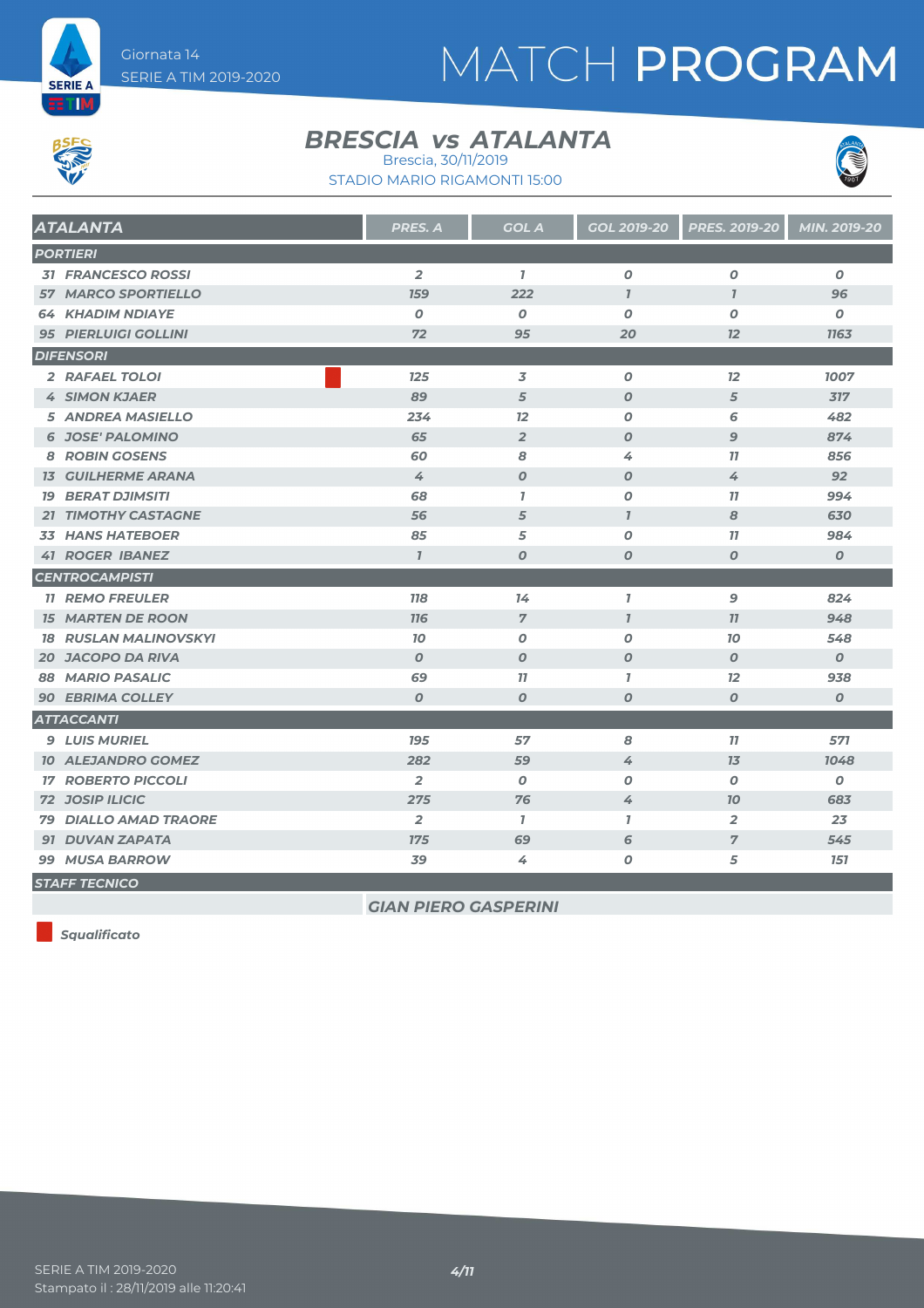Giornata 14
SERIE A TIM 2019-2020

# MATCH PROGRAM

## BRESCIA vs ATALANTA

Brescia, 30/11/2019
STADIO MARIO RIGAMONTI 15:00

| ATALANTA | PRES. A | GOL A | GOL 2019-20 | PRES. 2019-20 | MIN. 2019-20 |
|---|---|---|---|---|---|
| **PORTIERI** | | | | | |
| 31 FRANCESCO ROSSI | 2 | 1 | 0 | 0 | 0 |
| 57 MARCO SPORTIELLO | 159 | 222 | 1 | 1 | 96 |
| 64 KHADIM NDIAYE | 0 | 0 | 0 | 0 | 0 |
| 95 PIERLUIGI GOLLINI | 72 | 95 | 20 | 12 | 1163 |
| **DIFENSORI** | | | | | |
| 2 RAFAEL TOLOI (Squalificato) | 125 | 3 | 0 | 12 | 1007 |
| 4 SIMON KJAER | 89 | 5 | 0 | 5 | 317 |
| 5 ANDREA MASIELLO | 234 | 12 | 0 | 6 | 482 |
| 6 JOSE' PALOMINO | 65 | 2 | 0 | 9 | 874 |
| 8 ROBIN GOSENS | 60 | 8 | 4 | 11 | 856 |
| 13 GUILHERME ARANA | 4 | 0 | 0 | 4 | 92 |
| 19 BERAT DJIMSITI | 68 | 1 | 0 | 11 | 994 |
| 21 TIMOTHY CASTAGNE | 56 | 5 | 1 | 8 | 630 |
| 33 HANS HATEBOER | 85 | 5 | 0 | 11 | 984 |
| 41 ROGER IBANEZ | 1 | 0 | 0 | 0 | 0 |
| **CENTROCAMPISTI** | | | | | |
| 11 REMO FREULER | 118 | 14 | 1 | 9 | 824 |
| 15 MARTEN DE ROON | 116 | 7 | 1 | 11 | 948 |
| 18 RUSLAN MALINOVSKYI | 10 | 0 | 0 | 10 | 548 |
| 20 JACOPO DA RIVA | 0 | 0 | 0 | 0 | 0 |
| 88 MARIO PASALIC | 69 | 11 | 1 | 12 | 938 |
| 90 EBRIMA COLLEY | 0 | 0 | 0 | 0 | 0 |
| **ATTACCANTI** | | | | | |
| 9 LUIS MURIEL | 195 | 57 | 8 | 11 | 571 |
| 10 ALEJANDRO GOMEZ | 282 | 59 | 4 | 13 | 1048 |
| 17 ROBERTO PICCOLI | 2 | 0 | 0 | 0 | 0 |
| 72 JOSIP ILICIC | 275 | 76 | 4 | 10 | 683 |
| 79 DIALLO AMAD TRAORE | 2 | 1 | 1 | 2 | 23 |
| 91 DUVAN ZAPATA | 175 | 69 | 6 | 7 | 545 |
| 99 MUSA BARROW | 39 | 4 | 0 | 5 | 151 |
| **STAFF TECNICO** | | | | | |
| | GIAN PIERO GASPERINI | | | | |

Squalificato

Stampato il : 28/11/2019 alle 11:20:41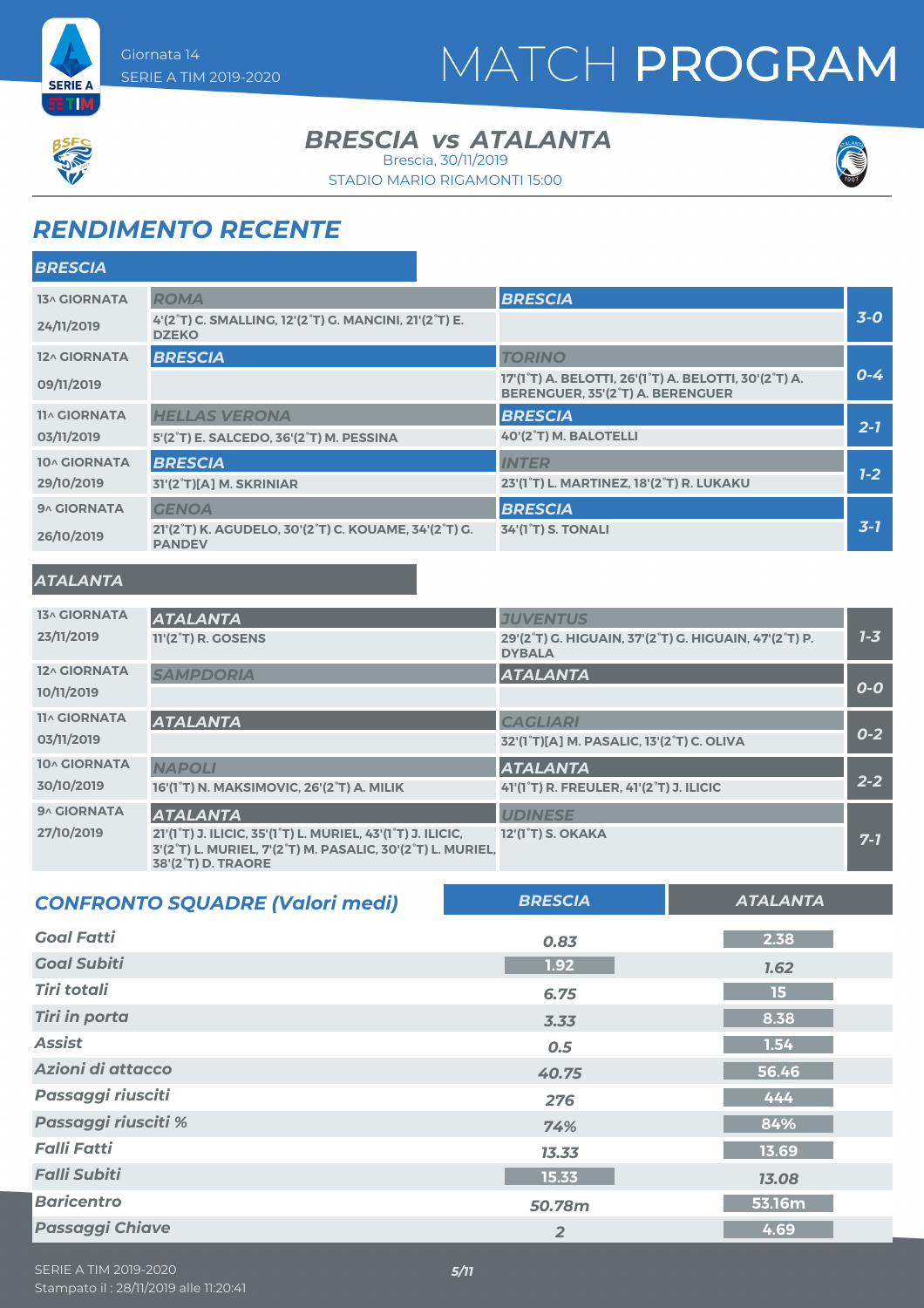Giornata 14
SERIE A TIM 2019-2020

# MATCH PROGRAM

## BRESCIA vs ATALANTA

Brescia, 30/11/2019
STADIO MARIO RIGAMONTI 15:00

## RENDIMENTO RECENTE

### BRESCIA

| Giornata | Casa | Trasferta | Risultato |
|---|---|---|---|
| 13^ GIORNATA 24/11/2019 | ROMA<br>4'(2°T) C. SMALLING, 12'(2°T) G. MANCINI, 21'(2°T) E. DZEKO | BRESCIA | 3-0 |
| 12^ GIORNATA 09/11/2019 | BRESCIA | TORINO<br>17'(1°T) A. BELOTTI, 26'(1°T) A. BELOTTI, 30'(2°T) A. BERENGUER, 35'(2°T) A. BERENGUER | 0-4 |
| 11^ GIORNATA 03/11/2019 | HELLAS VERONA<br>5'(2°T) E. SALCEDO, 36'(2°T) M. PESSINA | BRESCIA<br>40'(2°T) M. BALOTELLI | 2-1 |
| 10^ GIORNATA 29/10/2019 | BRESCIA<br>31'(2°T)[A] M. SKRINIAR | INTER<br>23'(1°T) L. MARTINEZ, 18'(2°T) R. LUKAKU | 1-2 |
| 9^ GIORNATA 26/10/2019 | GENOA<br>21'(2°T) K. AGUDELO, 30'(2°T) C. KOUAME, 34'(2°T) G. PANDEV | BRESCIA<br>34'(1°T) S. TONALI | 3-1 |

### ATALANTA

| Giornata | Casa | Trasferta | Risultato |
|---|---|---|---|
| 13^ GIORNATA 23/11/2019 | ATALANTA<br>11'(2°T) R. GOSENS | JUVENTUS<br>29'(2°T) G. HIGUAIN, 37'(2°T) G. HIGUAIN, 47'(2°T) P. DYBALA | 1-3 |
| 12^ GIORNATA 10/11/2019 | SAMPDORIA | ATALANTA | 0-0 |
| 11^ GIORNATA 03/11/2019 | ATALANTA | CAGLIARI<br>32'(1°T)[A] M. PASALIC, 13'(2°T) C. OLIVA | 0-2 |
| 10^ GIORNATA 30/10/2019 | NAPOLI<br>16'(1°T) N. MAKSIMOVIC, 26'(2°T) A. MILIK | ATALANTA<br>41'(1°T) R. FREULER, 41'(2°T) J. ILICIC | 2-2 |
| 9^ GIORNATA 27/10/2019 | ATALANTA<br>21'(1°T) J. ILICIC, 35'(1°T) L. MURIEL, 43'(1°T) J. ILICIC, 3'(2°T) L. MURIEL, 7'(2°T) M. PASALIC, 30'(2°T) L. MURIEL, 38'(2°T) D. TRAORE | UDINESE<br>12'(1°T) S. OKAKA | 7-1 |

## CONFRONTO SQUADRE (Valori medi)

| | BRESCIA | ATALANTA |
|---|---|---|
| Goal Fatti | 0.83 | 2.38 |
| Goal Subiti | 1.92 | 1.62 |
| Tiri totali | 6.75 | 15 |
| Tiri in porta | 3.33 | 8.38 |
| Assist | 0.5 | 1.54 |
| Azioni di attacco | 40.75 | 56.46 |
| Passaggi riusciti | 276 | 444 |
| Passaggi riusciti % | 74% | 84% |
| Falli Fatti | 13.33 | 13.69 |
| Falli Subiti | 15.33 | 13.08 |
| Baricentro | 50.78m | 53.16m |
| Passaggi Chiave | 2 | 4.69 |

SERIE A TIM 2019-2020
Stampato il : 28/11/2019 alle 11:20:41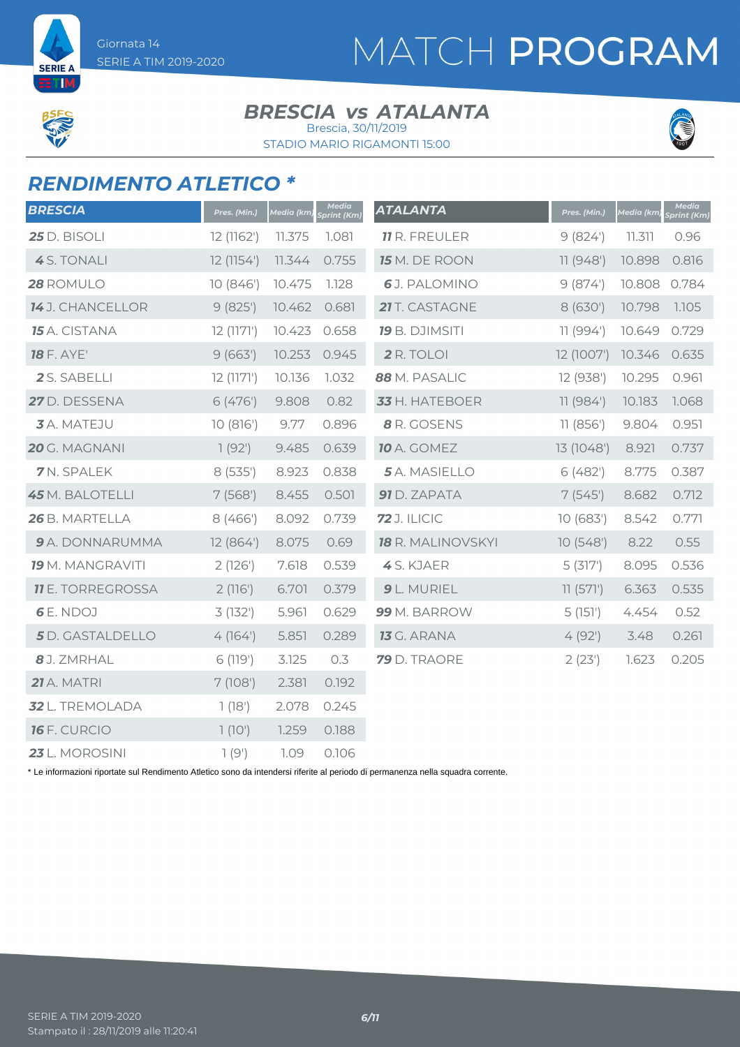Giornata 14
SERIE A TIM 2019-2020

# MATCH PROGRAM

**BRESCIA vs ATALANTA**
Brescia, 30/11/2019
STADIO MARIO RIGAMONTI 15:00

## RENDIMENTO ATLETICO *

| BRESCIA | Pres. (Min.) | Media (km) | Media Sprint (Km) |
|---|---|---|---|
| **25** D. BISOLI | 12 (1162') | 11.375 | 1.081 |
| **4** S. TONALI | 12 (1154') | 11.344 | 0.755 |
| **28** ROMULO | 10 (846') | 10.475 | 1.128 |
| **14** J. CHANCELLOR | 9 (825') | 10.462 | 0.681 |
| **15** A. CISTANA | 12 (1171') | 10.423 | 0.658 |
| **18** F. AYE' | 9 (663') | 10.253 | 0.945 |
| **2** S. SABELLI | 12 (1171') | 10.136 | 1.032 |
| **27** D. DESSENA | 6 (476') | 9.808 | 0.82 |
| **3** A. MATEJU | 10 (816') | 9.77 | 0.896 |
| **20** G. MAGNANI | 1 (92') | 9.485 | 0.639 |
| **7** N. SPALEK | 8 (535') | 8.923 | 0.838 |
| **45** M. BALOTELLI | 7 (568') | 8.455 | 0.501 |
| **26** B. MARTELLA | 8 (466') | 8.092 | 0.739 |
| **9** A. DONNARUMMA | 12 (864') | 8.075 | 0.69 |
| **19** M. MANGRAVITI | 2 (126') | 7.618 | 0.539 |
| **11** E. TORREGROSSA | 2 (116') | 6.701 | 0.379 |
| **6** E. NDOJ | 3 (132') | 5.961 | 0.629 |
| **5** D. GASTALDELLO | 4 (164') | 5.851 | 0.289 |
| **8** J. ZMRHAL | 6 (119') | 3.125 | 0.3 |
| **21** A. MATRI | 7 (108') | 2.381 | 0.192 |
| **32** L. TREMOLADA | 1 (18') | 2.078 | 0.245 |
| **16** F. CURCIO | 1 (10') | 1.259 | 0.188 |
| **23** L. MOROSINI | 1 (9') | 1.09 | 0.106 |

| ATALANTA | Pres. (Min.) | Media (km) | Media Sprint (Km) |
|---|---|---|---|
| **11** R. FREULER | 9 (824') | 11.311 | 0.96 |
| **15** M. DE ROON | 11 (948') | 10.898 | 0.816 |
| **6** J. PALOMINO | 9 (874') | 10.808 | 0.784 |
| **21** T. CASTAGNE | 8 (630') | 10.798 | 1.105 |
| **19** B. DJIMSITI | 11 (994') | 10.649 | 0.729 |
| **2** R. TOLOI | 12 (1007') | 10.346 | 0.635 |
| **88** M. PASALIC | 12 (938') | 10.295 | 0.961 |
| **33** H. HATEBOER | 11 (984') | 10.183 | 1.068 |
| **8** R. GOSENS | 11 (856') | 9.804 | 0.951 |
| **10** A. GOMEZ | 13 (1048') | 8.921 | 0.737 |
| **5** A. MASIELLO | 6 (482') | 8.775 | 0.387 |
| **91** D. ZAPATA | 7 (545') | 8.682 | 0.712 |
| **72** J. ILICIC | 10 (683') | 8.542 | 0.771 |
| **18** R. MALINOVSKYI | 10 (548') | 8.22 | 0.55 |
| **4** S. KJAER | 5 (317') | 8.095 | 0.536 |
| **9** L. MURIEL | 11 (571') | 6.363 | 0.535 |
| **99** M. BARROW | 5 (151') | 4.454 | 0.52 |
| **13** G. ARANA | 4 (92') | 3.48 | 0.261 |
| **79** D. TRAORE | 2 (23') | 1.623 | 0.205 |

* Le informazioni riportate sul Rendimento Atletico sono da intendersi riferite al periodo di permanenza nella squadra corrente.

SERIE A TIM 2019-2020
Stampato il : 28/11/2019 alle 11:20:41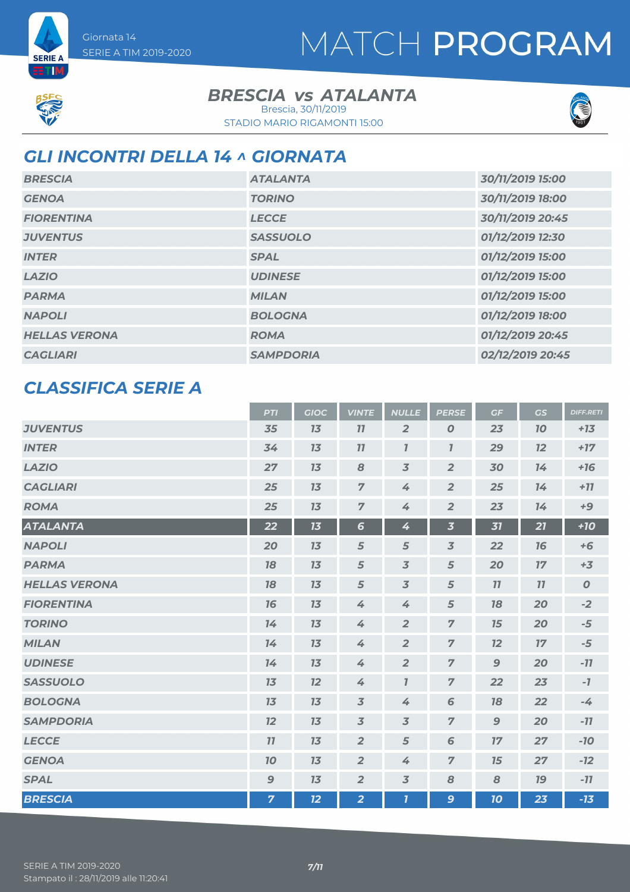Giornata 14
SERIE A TIM 2019-2020

# MATCH PROGRAM

## BRESCIA vs ATALANTA

Brescia, 30/11/2019
STADIO MARIO RIGAMONTI 15:00

## GLI INCONTRI DELLA 14 ^ GIORNATA

| | | |
|---|---|---|
| BRESCIA | ATALANTA | 30/11/2019 15:00 |
| GENOA | TORINO | 30/11/2019 18:00 |
| FIORENTINA | LECCE | 30/11/2019 20:45 |
| JUVENTUS | SASSUOLO | 01/12/2019 12:30 |
| INTER | SPAL | 01/12/2019 15:00 |
| LAZIO | UDINESE | 01/12/2019 15:00 |
| PARMA | MILAN | 01/12/2019 15:00 |
| NAPOLI | BOLOGNA | 01/12/2019 18:00 |
| HELLAS VERONA | ROMA | 01/12/2019 20:45 |
| CAGLIARI | SAMPDORIA | 02/12/2019 20:45 |

## CLASSIFICA SERIE A

| | PTI | GIOC | VINTE | NULLE | PERSE | GF | GS | DIFF.RETI |
|---|---|---|---|---|---|---|---|---|
| JUVENTUS | 35 | 13 | 11 | 2 | 0 | 23 | 10 | +13 |
| INTER | 34 | 13 | 11 | 1 | 1 | 29 | 12 | +17 |
| LAZIO | 27 | 13 | 8 | 3 | 2 | 30 | 14 | +16 |
| CAGLIARI | 25 | 13 | 7 | 4 | 2 | 25 | 14 | +11 |
| ROMA | 25 | 13 | 7 | 4 | 2 | 23 | 14 | +9 |
| ATALANTA | 22 | 13 | 6 | 4 | 3 | 31 | 21 | +10 |
| NAPOLI | 20 | 13 | 5 | 5 | 3 | 22 | 16 | +6 |
| PARMA | 18 | 13 | 5 | 3 | 5 | 20 | 17 | +3 |
| HELLAS VERONA | 18 | 13 | 5 | 3 | 5 | 11 | 11 | 0 |
| FIORENTINA | 16 | 13 | 4 | 4 | 5 | 18 | 20 | -2 |
| TORINO | 14 | 13 | 4 | 2 | 7 | 15 | 20 | -5 |
| MILAN | 14 | 13 | 4 | 2 | 7 | 12 | 17 | -5 |
| UDINESE | 14 | 13 | 4 | 2 | 7 | 9 | 20 | -11 |
| SASSUOLO | 13 | 12 | 4 | 1 | 7 | 22 | 23 | -1 |
| BOLOGNA | 13 | 13 | 3 | 4 | 6 | 18 | 22 | -4 |
| SAMPDORIA | 12 | 13 | 3 | 3 | 7 | 9 | 20 | -11 |
| LECCE | 11 | 13 | 2 | 5 | 6 | 17 | 27 | -10 |
| GENOA | 10 | 13 | 2 | 4 | 7 | 15 | 27 | -12 |
| SPAL | 9 | 13 | 2 | 3 | 8 | 8 | 19 | -11 |
| BRESCIA | 7 | 12 | 2 | 1 | 9 | 10 | 23 | -13 |

SERIE A TIM 2019-2020
Stampato il : 28/11/2019 alle 11:20:41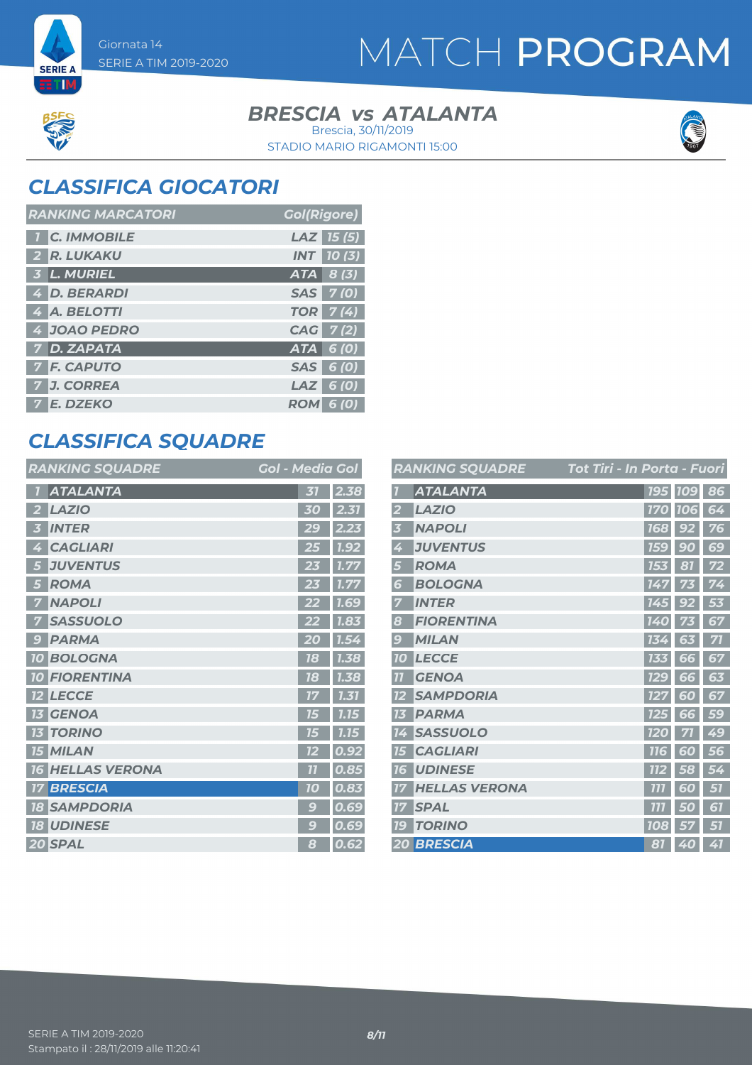Giornata 14
SERIE A TIM 2019-2020

# MATCH PROGRAM

## BRESCIA vs ATALANTA

Brescia, 30/11/2019
STADIO MARIO RIGAMONTI 15:00

## CLASSIFICA GIOCATORI

| RANKING MARCATORI | | | Gol(Rigore) |
|---|---|---|---|
| 1 | C. IMMOBILE | LAZ | 15 (5) |
| 2 | R. LUKAKU | INT | 10 (3) |
| 3 | L. MURIEL | ATA | 8 (3) |
| 4 | D. BERARDI | SAS | 7 (0) |
| 4 | A. BELOTTI | TOR | 7 (4) |
| 4 | JOAO PEDRO | CAG | 7 (2) |
| 7 | D. ZAPATA | ATA | 6 (0) |
| 7 | F. CAPUTO | SAS | 6 (0) |
| 7 | J. CORREA | LAZ | 6 (0) |
| 7 | E. DZEKO | ROM | 6 (0) |

## CLASSIFICA SQUADRE

| RANKING SQUADRE | | Gol | Media Gol |
|---|---|---|---|
| 1 | ATALANTA | 31 | 2.38 |
| 2 | LAZIO | 30 | 2.31 |
| 3 | INTER | 29 | 2.23 |
| 4 | CAGLIARI | 25 | 1.92 |
| 5 | JUVENTUS | 23 | 1.77 |
| 5 | ROMA | 23 | 1.77 |
| 7 | NAPOLI | 22 | 1.69 |
| 7 | SASSUOLO | 22 | 1.83 |
| 9 | PARMA | 20 | 1.54 |
| 10 | BOLOGNA | 18 | 1.38 |
| 10 | FIORENTINA | 18 | 1.38 |
| 12 | LECCE | 17 | 1.31 |
| 13 | GENOA | 15 | 1.15 |
| 13 | TORINO | 15 | 1.15 |
| 15 | MILAN | 12 | 0.92 |
| 16 | HELLAS VERONA | 11 | 0.85 |
| 17 | BRESCIA | 10 | 0.83 |
| 18 | SAMPDORIA | 9 | 0.69 |
| 18 | UDINESE | 9 | 0.69 |
| 20 | SPAL | 8 | 0.62 |

| RANKING SQUADRE | | Tot Tiri | In Porta | Fuori |
|---|---|---|---|---|
| 1 | ATALANTA | 195 | 109 | 86 |
| 2 | LAZIO | 170 | 106 | 64 |
| 3 | NAPOLI | 168 | 92 | 76 |
| 4 | JUVENTUS | 159 | 90 | 69 |
| 5 | ROMA | 153 | 81 | 72 |
| 6 | BOLOGNA | 147 | 73 | 74 |
| 7 | INTER | 145 | 92 | 53 |
| 8 | FIORENTINA | 140 | 73 | 67 |
| 9 | MILAN | 134 | 63 | 71 |
| 10 | LECCE | 133 | 66 | 67 |
| 11 | GENOA | 129 | 66 | 63 |
| 12 | SAMPDORIA | 127 | 60 | 67 |
| 13 | PARMA | 125 | 66 | 59 |
| 14 | SASSUOLO | 120 | 71 | 49 |
| 15 | CAGLIARI | 116 | 60 | 56 |
| 16 | UDINESE | 112 | 58 | 54 |
| 17 | HELLAS VERONA | 111 | 60 | 51 |
| 17 | SPAL | 111 | 50 | 61 |
| 19 | TORINO | 108 | 57 | 51 |
| 20 | BRESCIA | 81 | 40 | 41 |

SERIE A TIM 2019-2020
Stampato il : 28/11/2019 alle 11:20:41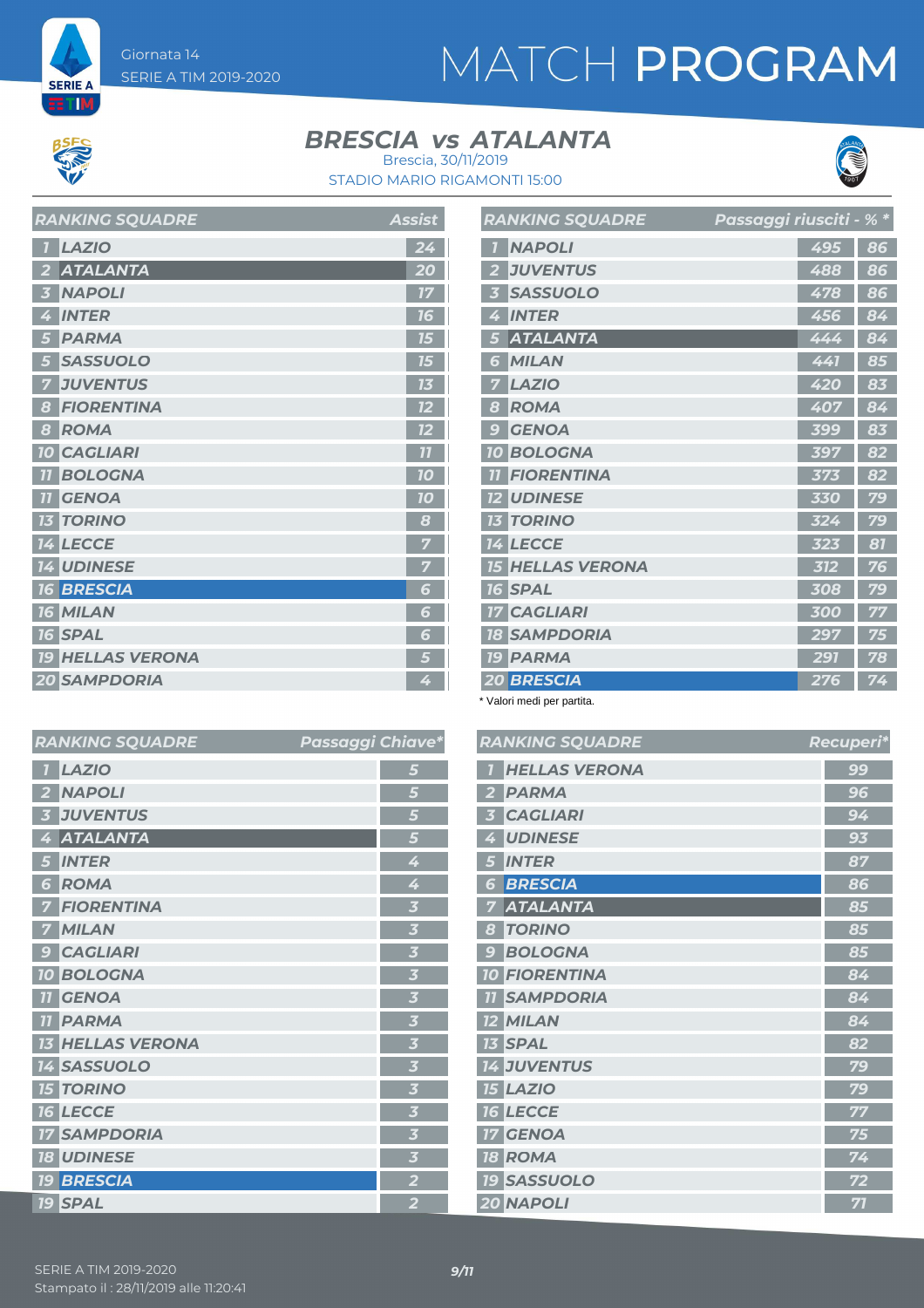Giornata 14
SERIE A TIM 2019-2020

# MATCH PROGRAM

## BRESCIA vs ATALANTA

Brescia, 30/11/2019
STADIO MARIO RIGAMONTI 15:00

| RANKING SQUADRE | | Assist |
|---|---|---|
| 1 | LAZIO | 24 |
| 2 | ATALANTA | 20 |
| 3 | NAPOLI | 17 |
| 4 | INTER | 16 |
| 5 | PARMA | 15 |
| 5 | SASSUOLO | 15 |
| 7 | JUVENTUS | 13 |
| 8 | FIORENTINA | 12 |
| 8 | ROMA | 12 |
| 10 | CAGLIARI | 11 |
| 11 | BOLOGNA | 10 |
| 11 | GENOA | 10 |
| 13 | TORINO | 8 |
| 14 | LECCE | 7 |
| 14 | UDINESE | 7 |
| 16 | BRESCIA | 6 |
| 16 | MILAN | 6 |
| 16 | SPAL | 6 |
| 19 | HELLAS VERONA | 5 |
| 20 | SAMPDORIA | 4 |

| RANKING SQUADRE | | Passaggi riusciti | % * |
|---|---|---|---|
| 1 | NAPOLI | 495 | 86 |
| 2 | JUVENTUS | 488 | 86 |
| 3 | SASSUOLO | 478 | 86 |
| 4 | INTER | 456 | 84 |
| 5 | ATALANTA | 444 | 84 |
| 6 | MILAN | 441 | 85 |
| 7 | LAZIO | 420 | 83 |
| 8 | ROMA | 407 | 84 |
| 9 | GENOA | 399 | 83 |
| 10 | BOLOGNA | 397 | 82 |
| 11 | FIORENTINA | 373 | 82 |
| 12 | UDINESE | 330 | 79 |
| 13 | TORINO | 324 | 79 |
| 14 | LECCE | 323 | 81 |
| 15 | HELLAS VERONA | 312 | 76 |
| 16 | SPAL | 308 | 79 |
| 17 | CAGLIARI | 300 | 77 |
| 18 | SAMPDORIA | 297 | 75 |
| 19 | PARMA | 291 | 78 |
| 20 | BRESCIA | 276 | 74 |

\* Valori medi per partita.

| RANKING SQUADRE | | Passaggi Chiave* |
|---|---|---|
| 1 | LAZIO | 5 |
| 2 | NAPOLI | 5 |
| 3 | JUVENTUS | 5 |
| 4 | ATALANTA | 5 |
| 5 | INTER | 4 |
| 6 | ROMA | 4 |
| 7 | FIORENTINA | 3 |
| 7 | MILAN | 3 |
| 9 | CAGLIARI | 3 |
| 10 | BOLOGNA | 3 |
| 11 | GENOA | 3 |
| 11 | PARMA | 3 |
| 13 | HELLAS VERONA | 3 |
| 14 | SASSUOLO | 3 |
| 15 | TORINO | 3 |
| 16 | LECCE | 3 |
| 17 | SAMPDORIA | 3 |
| 18 | UDINESE | 3 |
| 19 | BRESCIA | 2 |
| 19 | SPAL | 2 |

| RANKING SQUADRE | | Recuperi* |
|---|---|---|
| 1 | HELLAS VERONA | 99 |
| 2 | PARMA | 96 |
| 3 | CAGLIARI | 94 |
| 4 | UDINESE | 93 |
| 5 | INTER | 87 |
| 6 | BRESCIA | 86 |
| 7 | ATALANTA | 85 |
| 8 | TORINO | 85 |
| 9 | BOLOGNA | 85 |
| 10 | FIORENTINA | 84 |
| 11 | SAMPDORIA | 84 |
| 12 | MILAN | 84 |
| 13 | SPAL | 82 |
| 14 | JUVENTUS | 79 |
| 15 | LAZIO | 79 |
| 16 | LECCE | 77 |
| 17 | GENOA | 75 |
| 18 | ROMA | 74 |
| 19 | SASSUOLO | 72 |
| 20 | NAPOLI | 71 |

SERIE A TIM 2019-2020
Stampato il : 28/11/2019 alle 11:20:41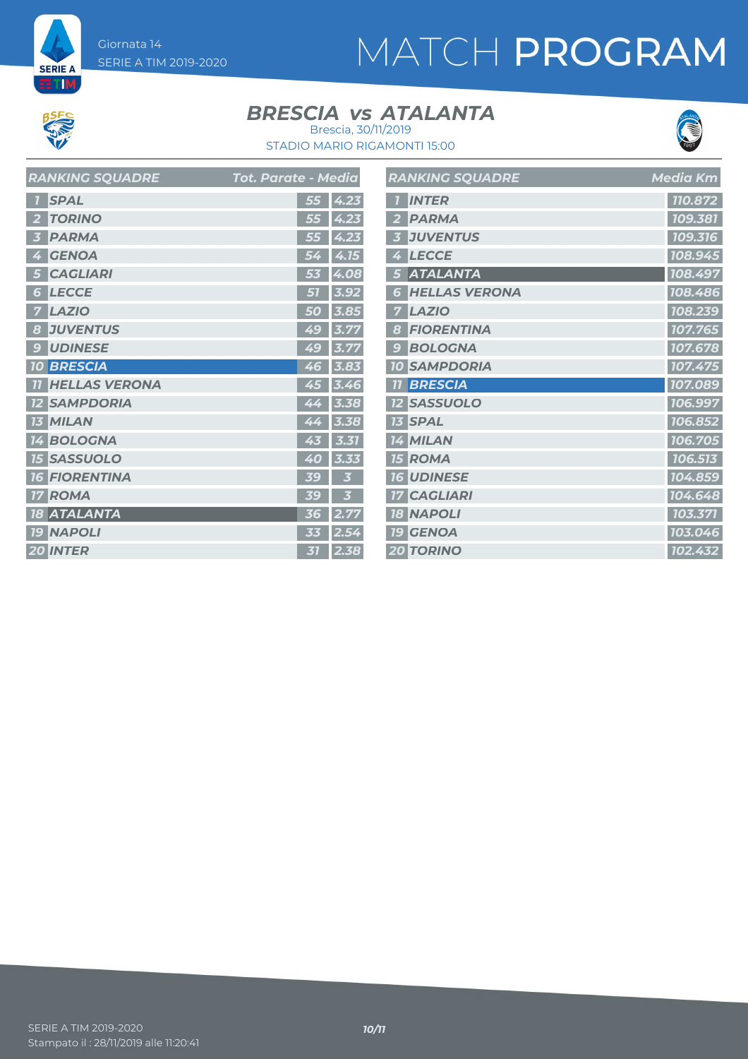# MATCH PROGRAM

Giornata 14
SERIE A TIM 2019-2020

## BRESCIA vs ATALANTA

Brescia, 30/11/2019
STADIO MARIO RIGAMONTI 15:00

| RANKING SQUADRE | | Tot. Parate | Media |
|---|---|---|---|
| 1 | SPAL | 55 | 4.23 |
| 2 | TORINO | 55 | 4.23 |
| 3 | PARMA | 55 | 4.23 |
| 4 | GENOA | 54 | 4.15 |
| 5 | CAGLIARI | 53 | 4.08 |
| 6 | LECCE | 51 | 3.92 |
| 7 | LAZIO | 50 | 3.85 |
| 8 | JUVENTUS | 49 | 3.77 |
| 9 | UDINESE | 49 | 3.77 |
| 10 | BRESCIA | 46 | 3.83 |
| 11 | HELLAS VERONA | 45 | 3.46 |
| 12 | SAMPDORIA | 44 | 3.38 |
| 13 | MILAN | 44 | 3.38 |
| 14 | BOLOGNA | 43 | 3.31 |
| 15 | SASSUOLO | 40 | 3.33 |
| 16 | FIORENTINA | 39 | 3 |
| 17 | ROMA | 39 | 3 |
| 18 | ATALANTA | 36 | 2.77 |
| 19 | NAPOLI | 33 | 2.54 |
| 20 | INTER | 31 | 2.38 |

| RANKING SQUADRE | | Media Km |
|---|---|---|
| 1 | INTER | 110.872 |
| 2 | PARMA | 109.381 |
| 3 | JUVENTUS | 109.316 |
| 4 | LECCE | 108.945 |
| 5 | ATALANTA | 108.497 |
| 6 | HELLAS VERONA | 108.486 |
| 7 | LAZIO | 108.239 |
| 8 | FIORENTINA | 107.765 |
| 9 | BOLOGNA | 107.678 |
| 10 | SAMPDORIA | 107.475 |
| 11 | BRESCIA | 107.089 |
| 12 | SASSUOLO | 106.997 |
| 13 | SPAL | 106.852 |
| 14 | MILAN | 106.705 |
| 15 | ROMA | 106.513 |
| 16 | UDINESE | 104.859 |
| 17 | CAGLIARI | 104.648 |
| 18 | NAPOLI | 103.371 |
| 19 | GENOA | 103.046 |
| 20 | TORINO | 102.432 |

SERIE A TIM 2019-2020
Stampato il : 28/11/2019 alle 11:20:41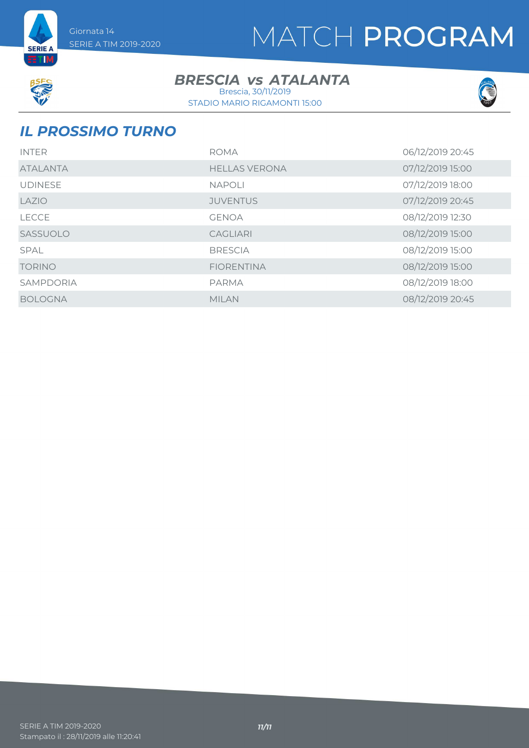# MATCH PROGRAM

Giornata 14
SERIE A TIM 2019-2020

## BRESCIA vs ATALANTA

Brescia, 30/11/2019
STADIO MARIO RIGAMONTI 15:00

## IL PROSSIMO TURNO

| | | |
|---|---|---|
| INTER | ROMA | 06/12/2019 20:45 |
| ATALANTA | HELLAS VERONA | 07/12/2019 15:00 |
| UDINESE | NAPOLI | 07/12/2019 18:00 |
| LAZIO | JUVENTUS | 07/12/2019 20:45 |
| LECCE | GENOA | 08/12/2019 12:30 |
| SASSUOLO | CAGLIARI | 08/12/2019 15:00 |
| SPAL | BRESCIA | 08/12/2019 15:00 |
| TORINO | FIORENTINA | 08/12/2019 15:00 |
| SAMPDORIA | PARMA | 08/12/2019 18:00 |
| BOLOGNA | MILAN | 08/12/2019 20:45 |

Stampato il : 28/11/2019 alle 11:20:41